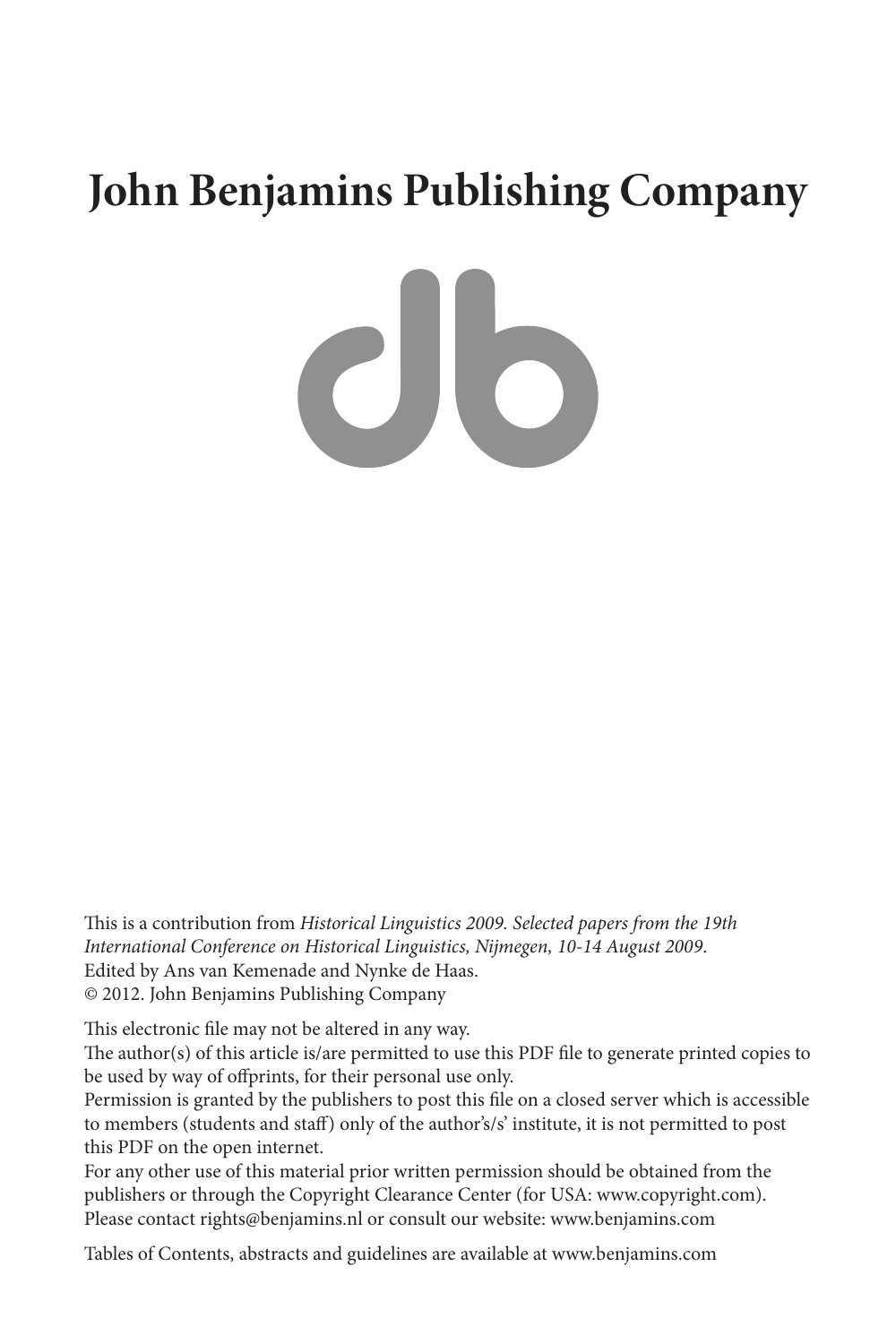# John Benjamins Publishing Company

This is a contribution from *Historical Linguistics 2009. Selected papers from the 19th International Conference on Historical Linguistics, Nijmegen, 10-14 August 2009.*
Edited by Ans van Kemenade and Nynke de Haas.
© 2012. John Benjamins Publishing Company

This electronic file may not be altered in any way.
The author(s) of this article is/are permitted to use this PDF file to generate printed copies to be used by way of offprints, for their personal use only.
Permission is granted by the publishers to post this file on a closed server which is accessible to members (students and staff) only of the author's/s' institute, it is not permitted to post this PDF on the open internet.
For any other use of this material prior written permission should be obtained from the publishers or through the Copyright Clearance Center (for USA: www.copyright.com).
Please contact rights@benjamins.nl or consult our website: www.benjamins.com

Tables of Contents, abstracts and guidelines are available at www.benjamins.com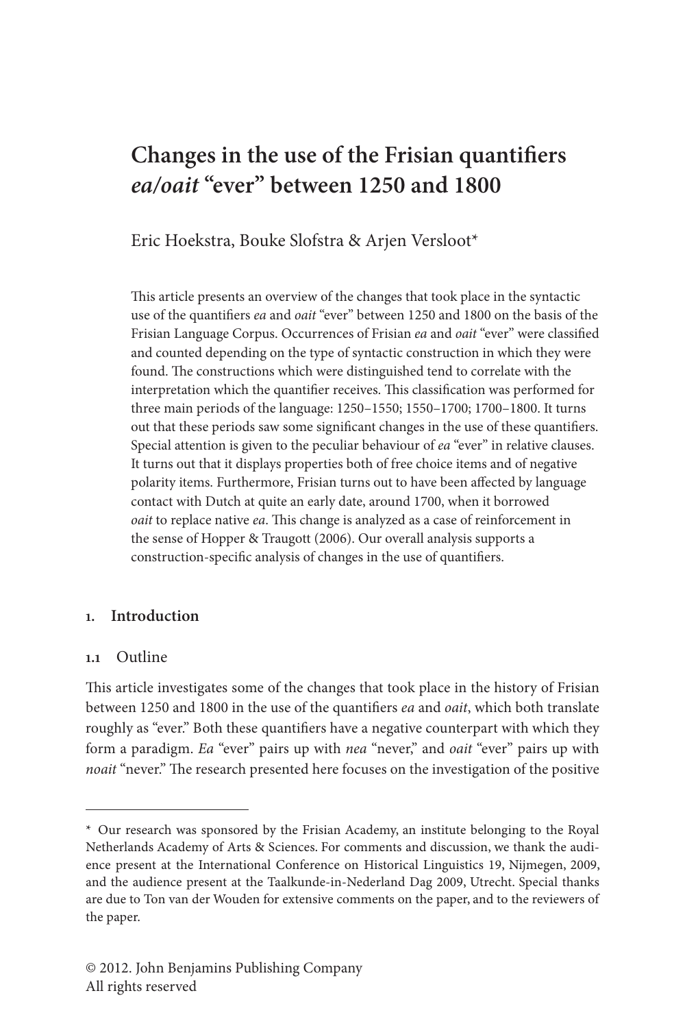# Changes in the use of the Frisian quantifiers *ea/oait* "ever" between 1250 and 1800

Eric Hoekstra, Bouke Slofstra & Arjen Versloot*

This article presents an overview of the changes that took place in the syntactic use of the quantifiers *ea* and *oait* "ever" between 1250 and 1800 on the basis of the Frisian Language Corpus. Occurrences of Frisian *ea* and *oait* "ever" were classified and counted depending on the type of syntactic construction in which they were found. The constructions which were distinguished tend to correlate with the interpretation which the quantifier receives. This classification was performed for three main periods of the language: 1250–1550; 1550–1700; 1700–1800. It turns out that these periods saw some significant changes in the use of these quantifiers. Special attention is given to the peculiar behaviour of *ea* "ever" in relative clauses. It turns out that it displays properties both of free choice items and of negative polarity items. Furthermore, Frisian turns out to have been affected by language contact with Dutch at quite an early date, around 1700, when it borrowed *oait* to replace native *ea*. This change is analyzed as a case of reinforcement in the sense of Hopper & Traugott (2006). Our overall analysis supports a construction-specific analysis of changes in the use of quantifiers.

## 1. Introduction

### 1.1 Outline

This article investigates some of the changes that took place in the history of Frisian between 1250 and 1800 in the use of the quantifiers *ea* and *oait*, which both translate roughly as "ever." Both these quantifiers have a negative counterpart with which they form a paradigm. *Ea* "ever" pairs up with *nea* "never," and *oait* "ever" pairs up with *noait* "never." The research presented here focuses on the investigation of the positive

---

\* Our research was sponsored by the Frisian Academy, an institute belonging to the Royal Netherlands Academy of Arts & Sciences. For comments and discussion, we thank the audience present at the International Conference on Historical Linguistics 19, Nijmegen, 2009, and the audience present at the Taalkunde-in-Nederland Dag 2009, Utrecht. Special thanks are due to Ton van der Wouden for extensive comments on the paper, and to the reviewers of the paper.

© 2012. John Benjamins Publishing Company
All rights reserved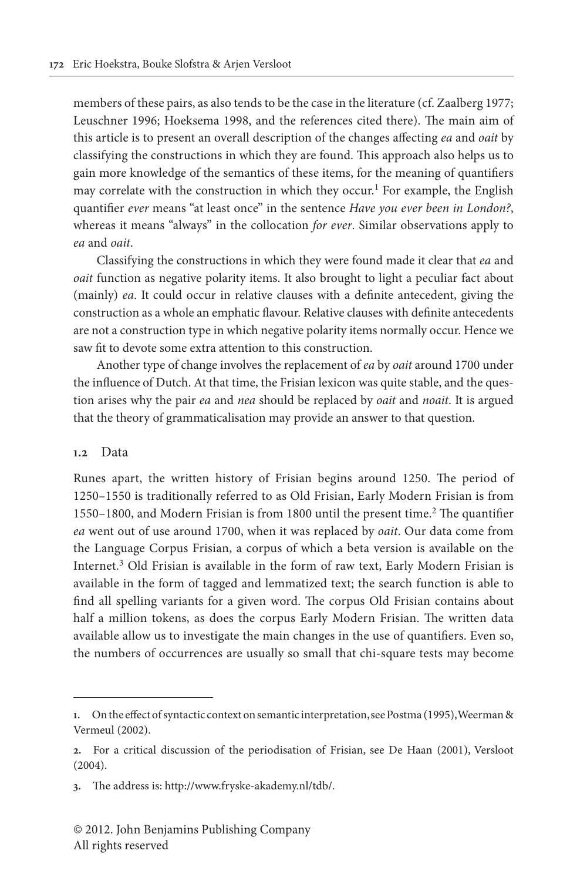members of these pairs, as also tends to be the case in the literature (cf. Zaalberg 1977; Leuschner 1996; Hoeksema 1998, and the references cited there). The main aim of this article is to present an overall description of the changes affecting *ea* and *oait* by classifying the constructions in which they are found. This approach also helps us to gain more knowledge of the semantics of these items, for the meaning of quantifiers may correlate with the construction in which they occur.[1] For example, the English quantifier *ever* means "at least once" in the sentence *Have you ever been in London?*, whereas it means "always" in the collocation *for ever*. Similar observations apply to *ea* and *oait*.

Classifying the constructions in which they were found made it clear that *ea* and *oait* function as negative polarity items. It also brought to light a peculiar fact about (mainly) *ea*. It could occur in relative clauses with a definite antecedent, giving the construction as a whole an emphatic flavour. Relative clauses with definite antecedents are not a construction type in which negative polarity items normally occur. Hence we saw fit to devote some extra attention to this construction.

Another type of change involves the replacement of *ea* by *oait* around 1700 under the influence of Dutch. At that time, the Frisian lexicon was quite stable, and the question arises why the pair *ea* and *nea* should be replaced by *oait* and *noait*. It is argued that the theory of grammaticalisation may provide an answer to that question.

## 1.2 Data

Runes apart, the written history of Frisian begins around 1250. The period of 1250–1550 is traditionally referred to as Old Frisian, Early Modern Frisian is from 1550–1800, and Modern Frisian is from 1800 until the present time.[2] The quantifier *ea* went out of use around 1700, when it was replaced by *oait*. Our data come from the Language Corpus Frisian, a corpus of which a beta version is available on the Internet.[3] Old Frisian is available in the form of raw text, Early Modern Frisian is available in the form of tagged and lemmatized text; the search function is able to find all spelling variants for a given word. The corpus Old Frisian contains about half a million tokens, as does the corpus Early Modern Frisian. The written data available allow us to investigate the main changes in the use of quantifiers. Even so, the numbers of occurrences are usually so small that chi-square tests may become

---

1. On the effect of syntactic context on semantic interpretation, see Postma (1995), Weerman & Vermeul (2002).

2. For a critical discussion of the periodisation of Frisian, see De Haan (2001), Versloot (2004).

3. The address is: http://www.fryske-akademy.nl/tdb/.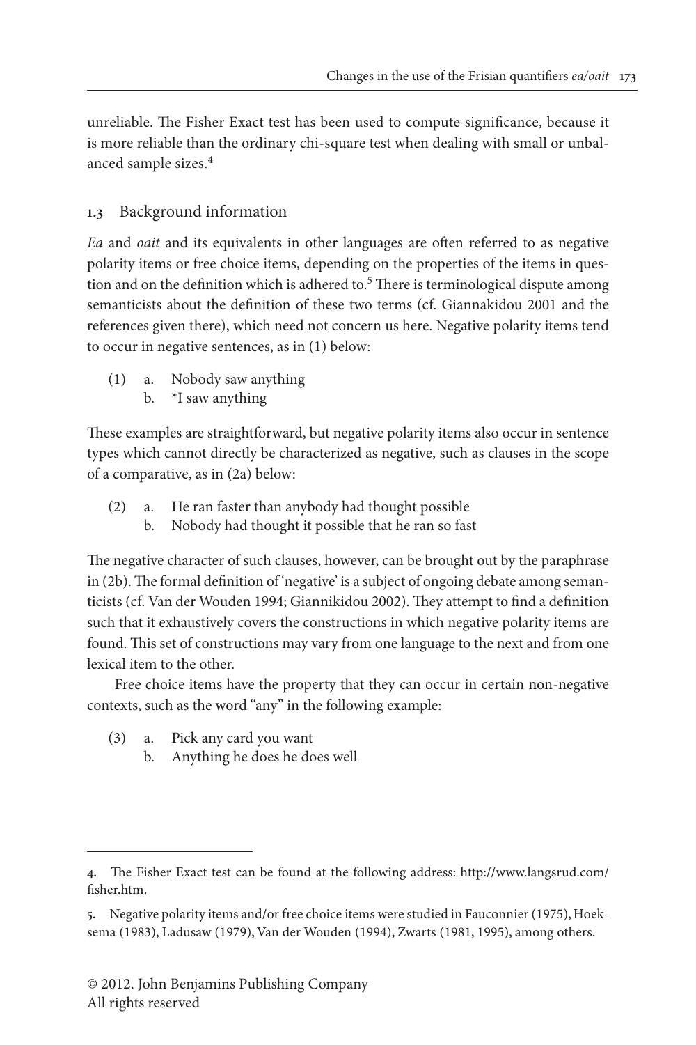unreliable. The Fisher Exact test has been used to compute significance, because it is more reliable than the ordinary chi-square test when dealing with small or unbalanced sample sizes.[4]

### 1.3 Background information

*Ea* and *oait* and its equivalents in other languages are often referred to as negative polarity items or free choice items, depending on the properties of the items in question and on the definition which is adhered to.[5] There is terminological dispute among semanticists about the definition of these two terms (cf. Giannakidou 2001 and the references given there), which need not concern us here. Negative polarity items tend to occur in negative sentences, as in (1) below:

(1) a. Nobody saw anything
    b. *I saw anything

These examples are straightforward, but negative polarity items also occur in sentence types which cannot directly be characterized as negative, such as clauses in the scope of a comparative, as in (2a) below:

(2) a. He ran faster than anybody had thought possible
    b. Nobody had thought it possible that he ran so fast

The negative character of such clauses, however, can be brought out by the paraphrase in (2b). The formal definition of 'negative' is a subject of ongoing debate among semanticists (cf. Van der Wouden 1994; Giannikidou 2002). They attempt to find a definition such that it exhaustively covers the constructions in which negative polarity items are found. This set of constructions may vary from one language to the next and from one lexical item to the other.

Free choice items have the property that they can occur in certain non-negative contexts, such as the word "any" in the following example:

(3) a. Pick any card you want
    b. Anything he does he does well

---

4. The Fisher Exact test can be found at the following address: http://www.langsrud.com/fisher.htm.

5. Negative polarity items and/or free choice items were studied in Fauconnier (1975), Hoeksema (1983), Ladusaw (1979), Van der Wouden (1994), Zwarts (1981, 1995), among others.

© 2012. John Benjamins Publishing Company
All rights reserved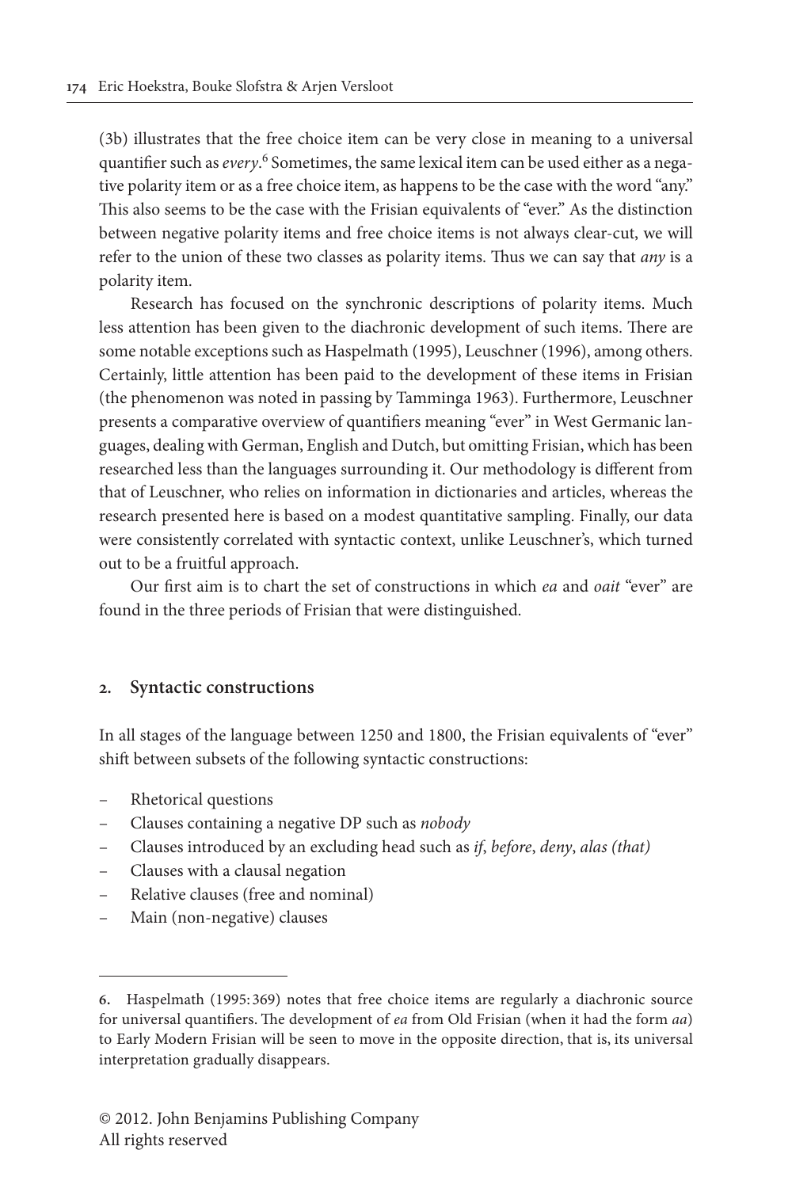(3b) illustrates that the free choice item can be very close in meaning to a universal quantifier such as *every*.[6] Sometimes, the same lexical item can be used either as a negative polarity item or as a free choice item, as happens to be the case with the word "any." This also seems to be the case with the Frisian equivalents of "ever." As the distinction between negative polarity items and free choice items is not always clear-cut, we will refer to the union of these two classes as polarity items. Thus we can say that *any* is a polarity item.

Research has focused on the synchronic descriptions of polarity items. Much less attention has been given to the diachronic development of such items. There are some notable exceptions such as Haspelmath (1995), Leuschner (1996), among others. Certainly, little attention has been paid to the development of these items in Frisian (the phenomenon was noted in passing by Tamminga 1963). Furthermore, Leuschner presents a comparative overview of quantifiers meaning "ever" in West Germanic languages, dealing with German, English and Dutch, but omitting Frisian, which has been researched less than the languages surrounding it. Our methodology is different from that of Leuschner, who relies on information in dictionaries and articles, whereas the research presented here is based on a modest quantitative sampling. Finally, our data were consistently correlated with syntactic context, unlike Leuschner's, which turned out to be a fruitful approach.

Our first aim is to chart the set of constructions in which *ea* and *oait* "ever" are found in the three periods of Frisian that were distinguished.

## 2. Syntactic constructions

In all stages of the language between 1250 and 1800, the Frisian equivalents of "ever" shift between subsets of the following syntactic constructions:

- Rhetorical questions
- Clauses containing a negative DP such as *nobody*
- Clauses introduced by an excluding head such as *if*, *before*, *deny*, *alas (that)*
- Clauses with a clausal negation
- Relative clauses (free and nominal)
- Main (non-negative) clauses

6. Haspelmath (1995: 369) notes that free choice items are regularly a diachronic source for universal quantifiers. The development of *ea* from Old Frisian (when it had the form *aa*) to Early Modern Frisian will be seen to move in the opposite direction, that is, its universal interpretation gradually disappears.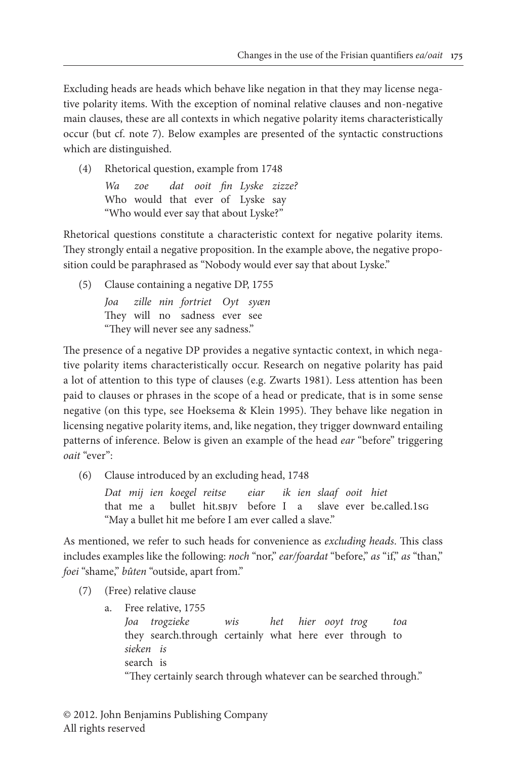Excluding heads are heads which behave like negation in that they may license negative polarity items. With the exception of nominal relative clauses and non-negative main clauses, these are all contexts in which negative polarity items characteristically occur (but cf. note 7). Below examples are presented of the syntactic constructions which are distinguished.

(4) Rhetorical question, example from 1748

*Wa zoe dat ooit fin Lyske zizze?*
Who would that ever of Lyske say
"Who would ever say that about Lyske?"

Rhetorical questions constitute a characteristic context for negative polarity items. They strongly entail a negative proposition. In the example above, the negative proposition could be paraphrased as "Nobody would ever say that about Lyske."

(5) Clause containing a negative DP, 1755

*Joa zille nin fortriet Oyt syæn*
They will no sadness ever see
"They will never see any sadness."

The presence of a negative DP provides a negative syntactic context, in which negative polarity items characteristically occur. Research on negative polarity has paid a lot of attention to this type of clauses (e.g. Zwarts 1981). Less attention has been paid to clauses or phrases in the scope of a head or predicate, that is in some sense negative (on this type, see Hoeksema & Klein 1995). They behave like negation in licensing negative polarity items, and, like negation, they trigger downward entailing patterns of inference. Below is given an example of the head *ear* "before" triggering *oait* "ever":

(6) Clause introduced by an excluding head, 1748

*Dat mij ien koegel reitse eiar ik ien slaaf ooit hiet*
that me a bullet hit.SBJV before I a slave ever be.called.1SG
"May a bullet hit me before I am ever called a slave."

As mentioned, we refer to such heads for convenience as *excluding heads*. This class includes examples like the following: *noch* "nor," *ear/foardat* "before," *as* "if," *as* "than," *foei* "shame," *bûten* "outside, apart from."

(7) (Free) relative clause

a. Free relative, 1755

*Joa trogzieke wis het hier ooyt trog toa sieken is*
they search.through certainly what here ever through to search is
"They certainly search through whatever can be searched through."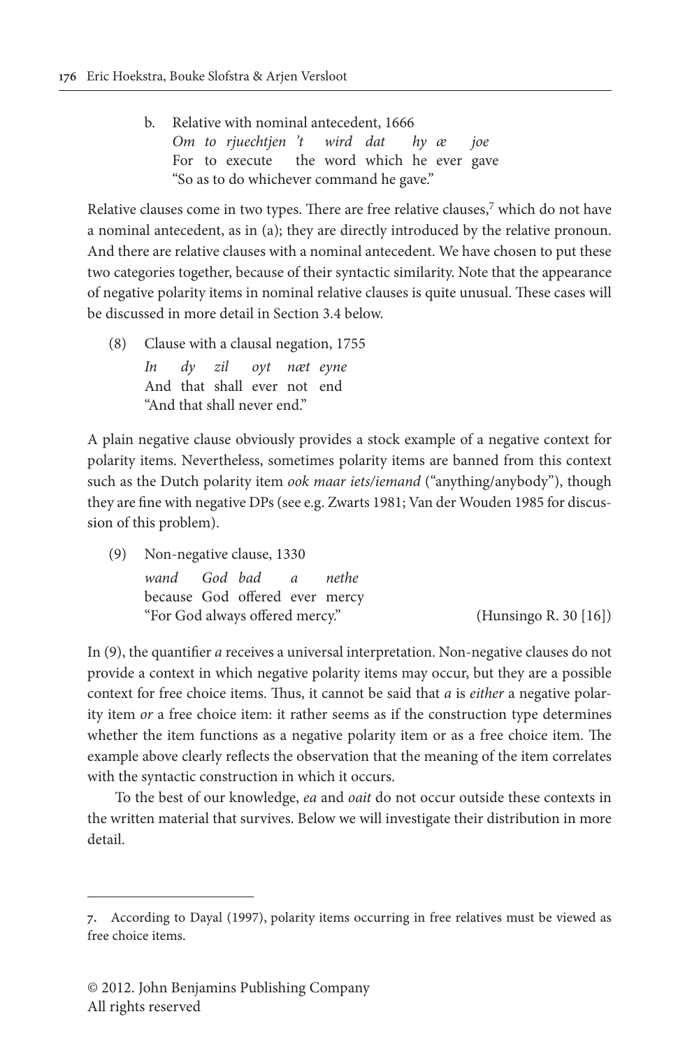b. Relative with nominal antecedent, 1666

*Om to rjuechtjen 't wird dat hy æ joe*
For to execute the word which he ever gave
"So as to do whichever command he gave."

Relative clauses come in two types. There are free relative clauses,[7] which do not have a nominal antecedent, as in (a); they are directly introduced by the relative pronoun. And there are relative clauses with a nominal antecedent. We have chosen to put these two categories together, because of their syntactic similarity. Note that the appearance of negative polarity items in nominal relative clauses is quite unusual. These cases will be discussed in more detail in Section 3.4 below.

(8) Clause with a clausal negation, 1755

*In dy zil oyt næt eyne*
And that shall ever not end
"And that shall never end."

A plain negative clause obviously provides a stock example of a negative context for polarity items. Nevertheless, sometimes polarity items are banned from this context such as the Dutch polarity item *ook maar iets/iemand* ("anything/anybody"), though they are fine with negative DPs (see e.g. Zwarts 1981; Van der Wouden 1985 for discussion of this problem).

(9) Non-negative clause, 1330

*wand God bad a nethe*
because God offered ever mercy
"For God always offered mercy." (Hunsingo R. 30 [16])

In (9), the quantifier *a* receives a universal interpretation. Non-negative clauses do not provide a context in which negative polarity items may occur, but they are a possible context for free choice items. Thus, it cannot be said that *a* is *either* a negative polarity item *or* a free choice item: it rather seems as if the construction type determines whether the item functions as a negative polarity item or as a free choice item. The example above clearly reflects the observation that the meaning of the item correlates with the syntactic construction in which it occurs.

To the best of our knowledge, *ea* and *oait* do not occur outside these contexts in the written material that survives. Below we will investigate their distribution in more detail.

---

7. According to Dayal (1997), polarity items occurring in free relatives must be viewed as free choice items.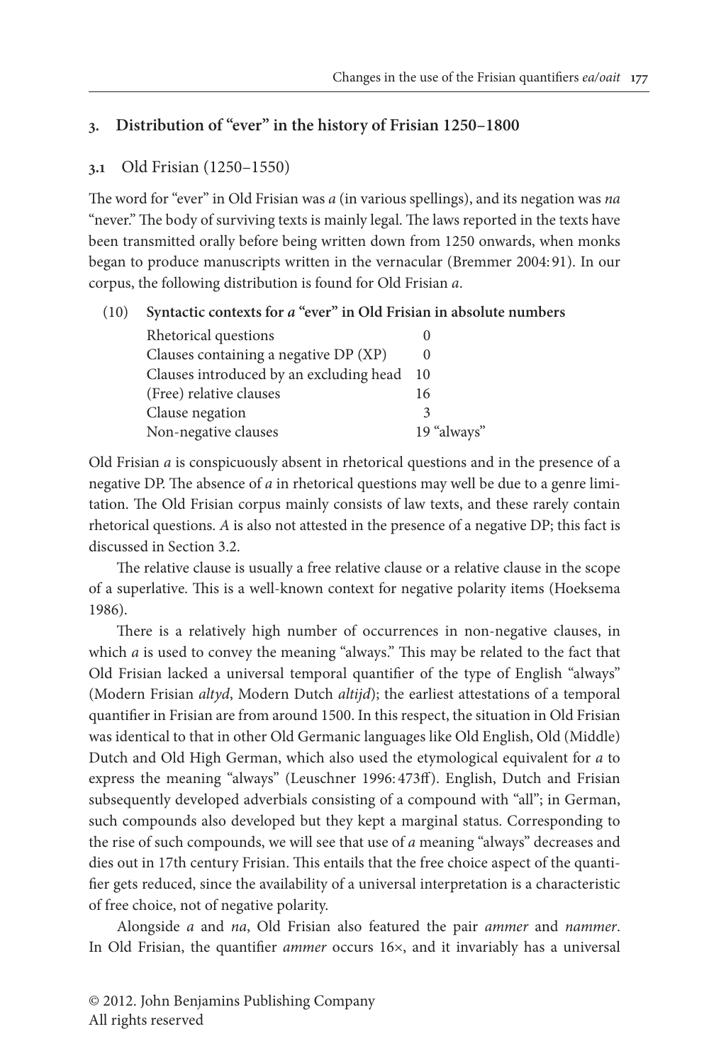## 3. Distribution of "ever" in the history of Frisian 1250–1800

### 3.1 Old Frisian (1250–1550)

The word for "ever" in Old Frisian was *a* (in various spellings), and its negation was *na* "never." The body of surviving texts is mainly legal. The laws reported in the texts have been transmitted orally before being written down from 1250 onwards, when monks began to produce manuscripts written in the vernacular (Bremmer 2004: 91). In our corpus, the following distribution is found for Old Frisian *a*.

(10) **Syntactic contexts for *a* "ever" in Old Frisian in absolute numbers**

| | |
|---|---|
| Rhetorical questions | 0 |
| Clauses containing a negative DP (XP) | 0 |
| Clauses introduced by an excluding head | 10 |
| (Free) relative clauses | 16 |
| Clause negation | 3 |
| Non-negative clauses | 19 "always" |

Old Frisian *a* is conspicuously absent in rhetorical questions and in the presence of a negative DP. The absence of *a* in rhetorical questions may well be due to a genre limitation. The Old Frisian corpus mainly consists of law texts, and these rarely contain rhetorical questions. *A* is also not attested in the presence of a negative DP; this fact is discussed in Section 3.2.

The relative clause is usually a free relative clause or a relative clause in the scope of a superlative. This is a well-known context for negative polarity items (Hoeksema 1986).

There is a relatively high number of occurrences in non-negative clauses, in which *a* is used to convey the meaning "always." This may be related to the fact that Old Frisian lacked a universal temporal quantifier of the type of English "always" (Modern Frisian *altyd*, Modern Dutch *altijd*); the earliest attestations of a temporal quantifier in Frisian are from around 1500. In this respect, the situation in Old Frisian was identical to that in other Old Germanic languages like Old English, Old (Middle) Dutch and Old High German, which also used the etymological equivalent for *a* to express the meaning "always" (Leuschner 1996: 473ff). English, Dutch and Frisian subsequently developed adverbials consisting of a compound with "all"; in German, such compounds also developed but they kept a marginal status. Corresponding to the rise of such compounds, we will see that use of *a* meaning "always" decreases and dies out in 17th century Frisian. This entails that the free choice aspect of the quantifier gets reduced, since the availability of a universal interpretation is a characteristic of free choice, not of negative polarity.

Alongside *a* and *na*, Old Frisian also featured the pair *ammer* and *nammer*. In Old Frisian, the quantifier *ammer* occurs 16×, and it invariably has a universal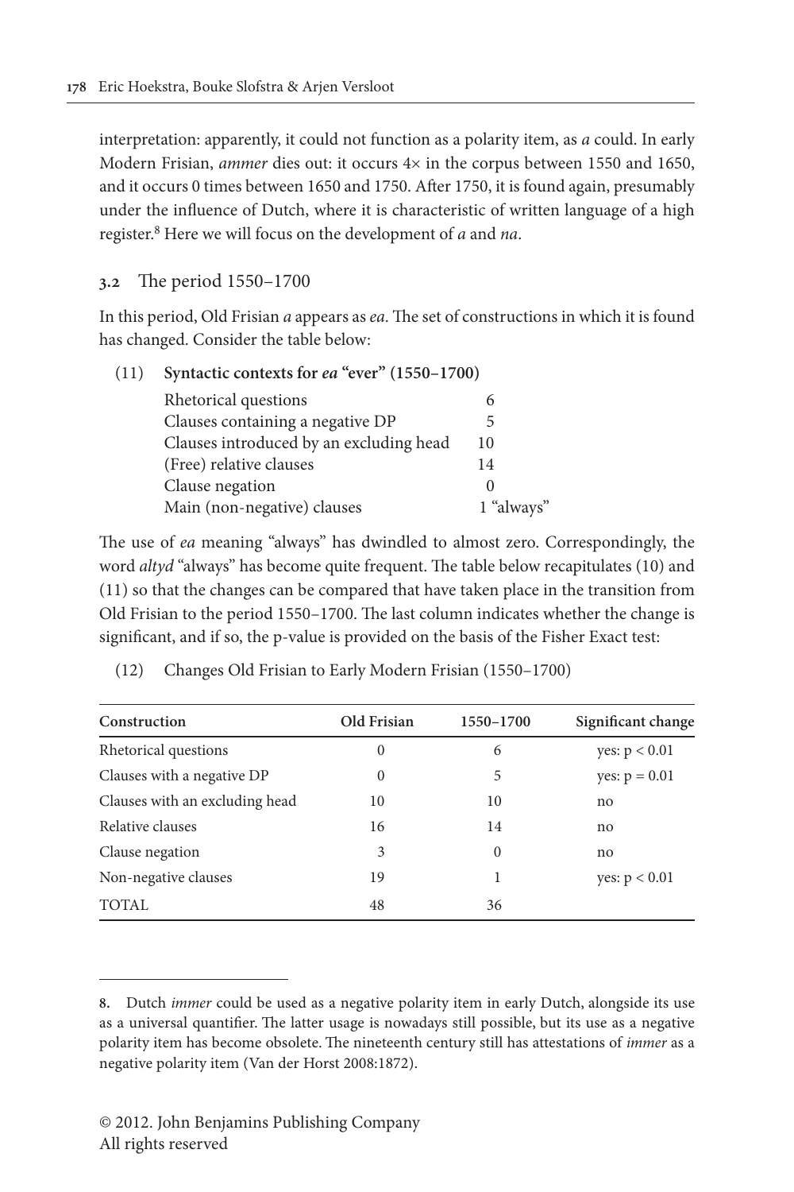interpretation: apparently, it could not function as a polarity item, as *a* could. In early Modern Frisian, *ammer* dies out: it occurs 4× in the corpus between 1550 and 1650, and it occurs 0 times between 1650 and 1750. After 1750, it is found again, presumably under the influence of Dutch, where it is characteristic of written language of a high register.[8] Here we will focus on the development of *a* and *na*.

## 3.2 The period 1550–1700

In this period, Old Frisian *a* appears as *ea*. The set of constructions in which it is found has changed. Consider the table below:

(11) **Syntactic contexts for *ea* "ever" (1550–1700)**

| | |
|---|---|
| Rhetorical questions | 6 |
| Clauses containing a negative DP | 5 |
| Clauses introduced by an excluding head | 10 |
| (Free) relative clauses | 14 |
| Clause negation | 0 |
| Main (non-negative) clauses | 1 "always" |

The use of *ea* meaning "always" has dwindled to almost zero. Correspondingly, the word *altyd* "always" has become quite frequent. The table below recapitulates (10) and (11) so that the changes can be compared that have taken place in the transition from Old Frisian to the period 1550–1700. The last column indicates whether the change is significant, and if so, the p-value is provided on the basis of the Fisher Exact test:

(12) Changes Old Frisian to Early Modern Frisian (1550–1700)

| Construction | Old Frisian | 1550–1700 | Significant change |
|---|---|---|---|
| Rhetorical questions | 0 | 6 | yes: $p < 0.01$ |
| Clauses with a negative DP | 0 | 5 | yes: $p = 0.01$ |
| Clauses with an excluding head | 10 | 10 | no |
| Relative clauses | 16 | 14 | no |
| Clause negation | 3 | 0 | no |
| Non-negative clauses | 19 | 1 | yes: $p < 0.01$ |
| TOTAL | 48 | 36 | |

---

8. Dutch *immer* could be used as a negative polarity item in early Dutch, alongside its use as a universal quantifier. The latter usage is nowadays still possible, but its use as a negative polarity item has become obsolete. The nineteenth century still has attestations of *immer* as a negative polarity item (Van der Horst 2008:1872).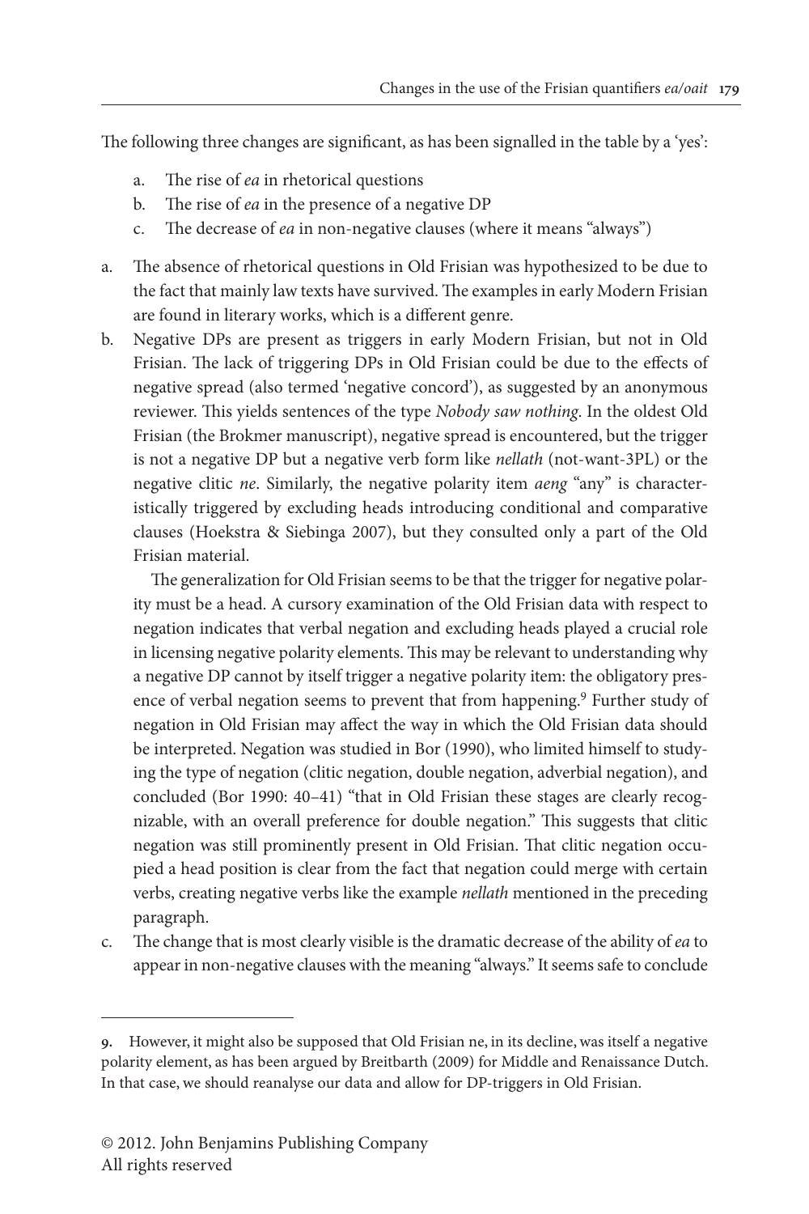The following three changes are significant, as has been signalled in the table by a 'yes':

a. The rise of *ea* in rhetorical questions
b. The rise of *ea* in the presence of a negative DP
c. The decrease of *ea* in non-negative clauses (where it means "always")

a. The absence of rhetorical questions in Old Frisian was hypothesized to be due to the fact that mainly law texts have survived. The examples in early Modern Frisian are found in literary works, which is a different genre.

b. Negative DPs are present as triggers in early Modern Frisian, but not in Old Frisian. The lack of triggering DPs in Old Frisian could be due to the effects of negative spread (also termed 'negative concord'), as suggested by an anonymous reviewer. This yields sentences of the type *Nobody saw nothing*. In the oldest Old Frisian (the Brokmer manuscript), negative spread is encountered, but the trigger is not a negative DP but a negative verb form like *nellath* (not-want-3PL) or the negative clitic *ne*. Similarly, the negative polarity item *aeng* "any" is characteristically triggered by excluding heads introducing conditional and comparative clauses (Hoekstra & Siebinga 2007), but they consulted only a part of the Old Frisian material.

   The generalization for Old Frisian seems to be that the trigger for negative polarity must be a head. A cursory examination of the Old Frisian data with respect to negation indicates that verbal negation and excluding heads played a crucial role in licensing negative polarity elements. This may be relevant to understanding why a negative DP cannot by itself trigger a negative polarity item: the obligatory presence of verbal negation seems to prevent that from happening.[9] Further study of negation in Old Frisian may affect the way in which the Old Frisian data should be interpreted. Negation was studied in Bor (1990), who limited himself to studying the type of negation (clitic negation, double negation, adverbial negation), and concluded (Bor 1990: 40–41) "that in Old Frisian these stages are clearly recognizable, with an overall preference for double negation." This suggests that clitic negation was still prominently present in Old Frisian. That clitic negation occupied a head position is clear from the fact that negation could merge with certain verbs, creating negative verbs like the example *nellath* mentioned in the preceding paragraph.

c. The change that is most clearly visible is the dramatic decrease of the ability of *ea* to appear in non-negative clauses with the meaning "always." It seems safe to conclude

---

9. However, it might also be supposed that Old Frisian ne, in its decline, was itself a negative polarity element, as has been argued by Breitbarth (2009) for Middle and Renaissance Dutch. In that case, we should reanalyse our data and allow for DP-triggers in Old Frisian.

© 2012. John Benjamins Publishing Company
All rights reserved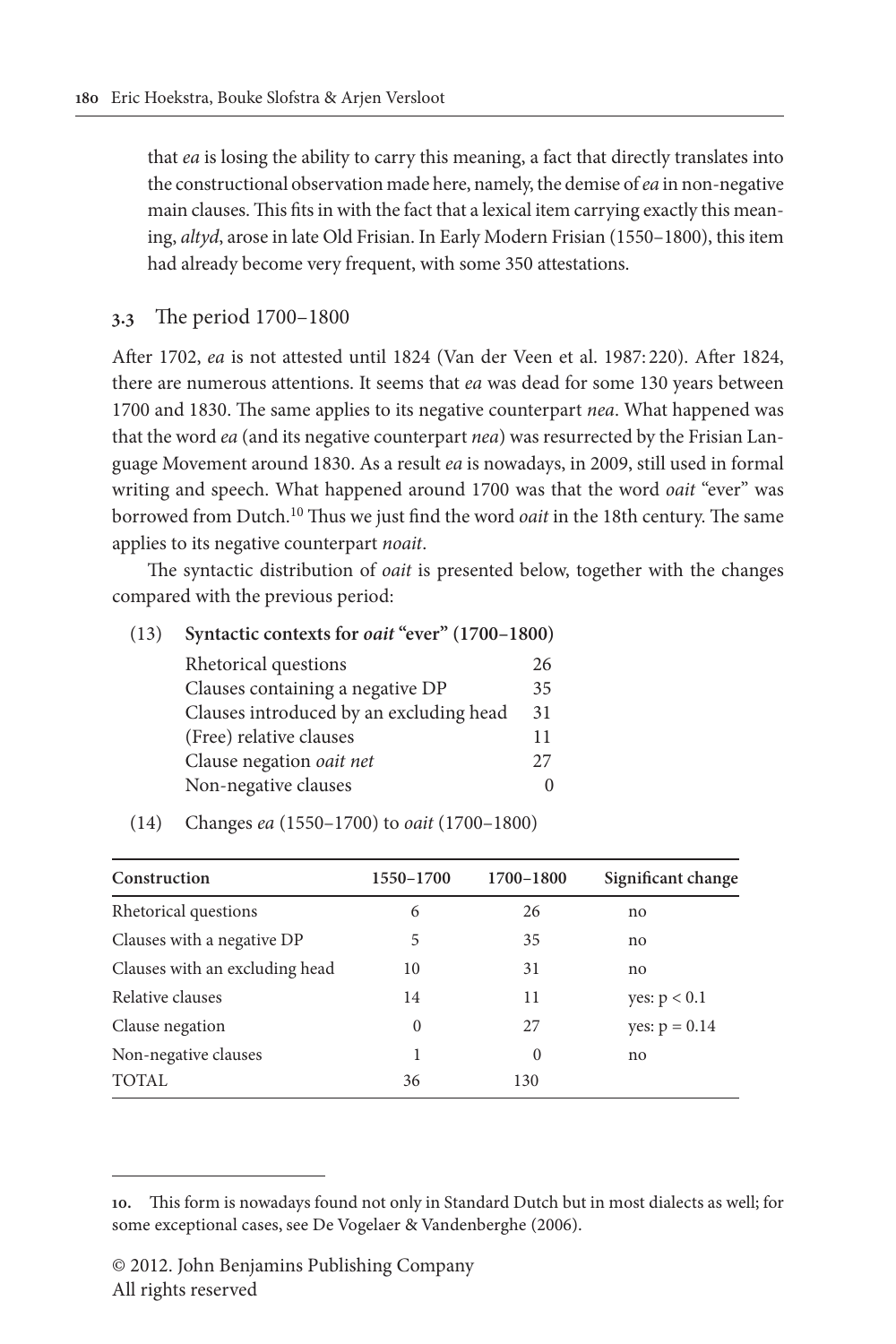that *ea* is losing the ability to carry this meaning, a fact that directly translates into the constructional observation made here, namely, the demise of *ea* in non-negative main clauses. This fits in with the fact that a lexical item carrying exactly this meaning, *altyd*, arose in late Old Frisian. In Early Modern Frisian (1550–1800), this item had already become very frequent, with some 350 attestations.

### 3.3 The period 1700–1800

After 1702, *ea* is not attested until 1824 (Van der Veen et al. 1987: 220). After 1824, there are numerous attentions. It seems that *ea* was dead for some 130 years between 1700 and 1830. The same applies to its negative counterpart *nea*. What happened was that the word *ea* (and its negative counterpart *nea*) was resurrected by the Frisian Language Movement around 1830. As a result *ea* is nowadays, in 2009, still used in formal writing and speech. What happened around 1700 was that the word *oait* "ever" was borrowed from Dutch.[10] Thus we just find the word *oait* in the 18th century. The same applies to its negative counterpart *noait*.

The syntactic distribution of *oait* is presented below, together with the changes compared with the previous period:

(13) **Syntactic contexts for *oait* "ever" (1700–1800)**

| | |
|---|---|
| Rhetorical questions | 26 |
| Clauses containing a negative DP | 35 |
| Clauses introduced by an excluding head | 31 |
| (Free) relative clauses | 11 |
| Clause negation *oait net* | 27 |
| Non-negative clauses | 0 |

(14) Changes *ea* (1550–1700) to *oait* (1700–1800)

| Construction | 1550–1700 | 1700–1800 | Significant change |
|---|---|---|---|
| Rhetorical questions | 6 | 26 | no |
| Clauses with a negative DP | 5 | 35 | no |
| Clauses with an excluding head | 10 | 31 | no |
| Relative clauses | 14 | 11 | yes: $p < 0.1$ |
| Clause negation | 0 | 27 | yes: $p = 0.14$ |
| Non-negative clauses | 1 | 0 | no |
| TOTAL | 36 | 130 | |

10. This form is nowadays found not only in Standard Dutch but in most dialects as well; for some exceptional cases, see De Vogelaer & Vandenberghe (2006).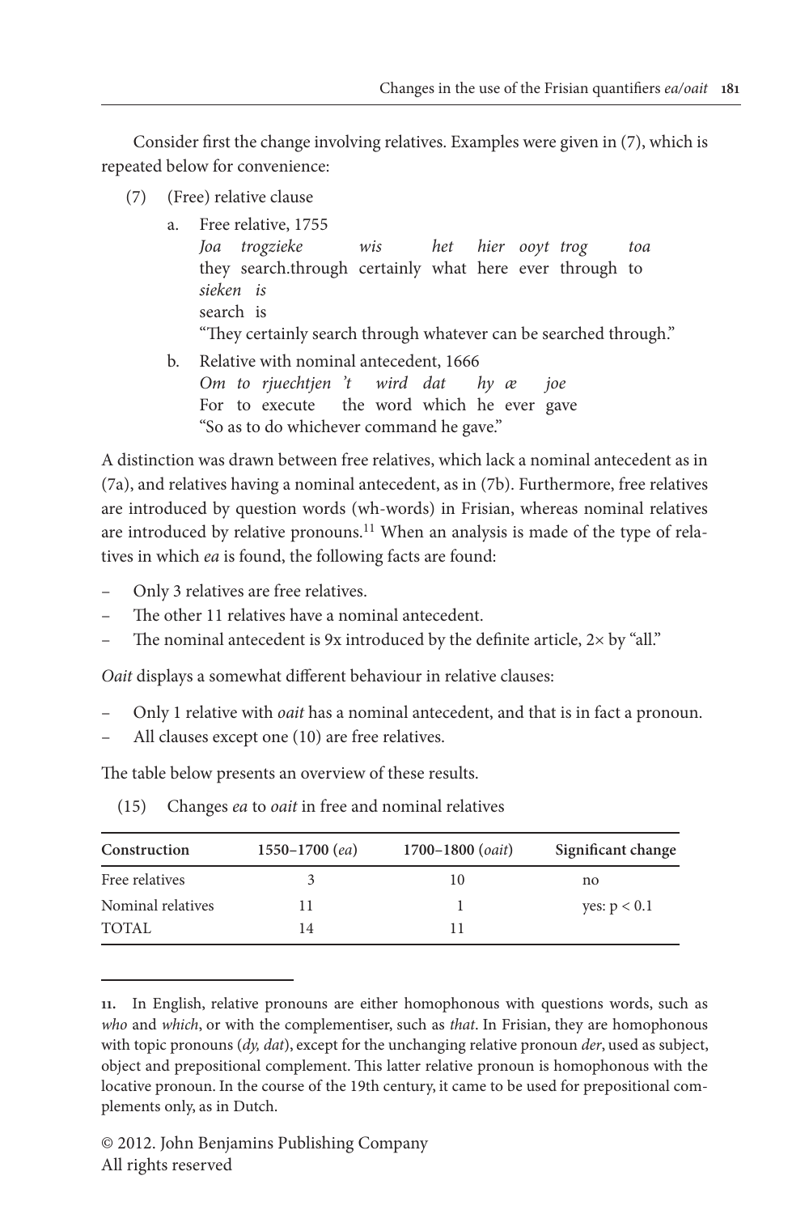Consider first the change involving relatives. Examples were given in (7), which is repeated below for convenience:

(7) (Free) relative clause

a. Free relative, 1755
*Joa trogzieke wis het hier ooyt trog toa sieken is*
they search.through certainly what here ever through to search is
"They certainly search through whatever can be searched through."

b. Relative with nominal antecedent, 1666
*Om to rjuechtjen 't wird dat hy æ joe*
For to execute the word which he ever gave
"So as to do whichever command he gave."

A distinction was drawn between free relatives, which lack a nominal antecedent as in (7a), and relatives having a nominal antecedent, as in (7b). Furthermore, free relatives are introduced by question words (wh-words) in Frisian, whereas nominal relatives are introduced by relative pronouns.[11] When an analysis is made of the type of relatives in which *ea* is found, the following facts are found:

- Only 3 relatives are free relatives.
- The other 11 relatives have a nominal antecedent.
- The nominal antecedent is 9x introduced by the definite article, 2× by "all."

*Oait* displays a somewhat different behaviour in relative clauses:

- Only 1 relative with *oait* has a nominal antecedent, and that is in fact a pronoun.
- All clauses except one (10) are free relatives.

The table below presents an overview of these results.

(15) Changes *ea* to *oait* in free and nominal relatives

| Construction | 1550–1700 (*ea*) | 1700–1800 (*oait*) | Significant change |
|---|---|---|---|
| Free relatives | 3 | 10 | no |
| Nominal relatives | 11 | 1 | yes: $p < 0.1$ |
| TOTAL | 14 | 11 | |

11. In English, relative pronouns are either homophonous with questions words, such as *who* and *which*, or with the complementiser, such as *that*. In Frisian, they are homophonous with topic pronouns (*dy, dat*), except for the unchanging relative pronoun *der*, used as subject, object and prepositional complement. This latter relative pronoun is homophonous with the locative pronoun. In the course of the 19th century, it came to be used for prepositional complements only, as in Dutch.

© 2012. John Benjamins Publishing Company
All rights reserved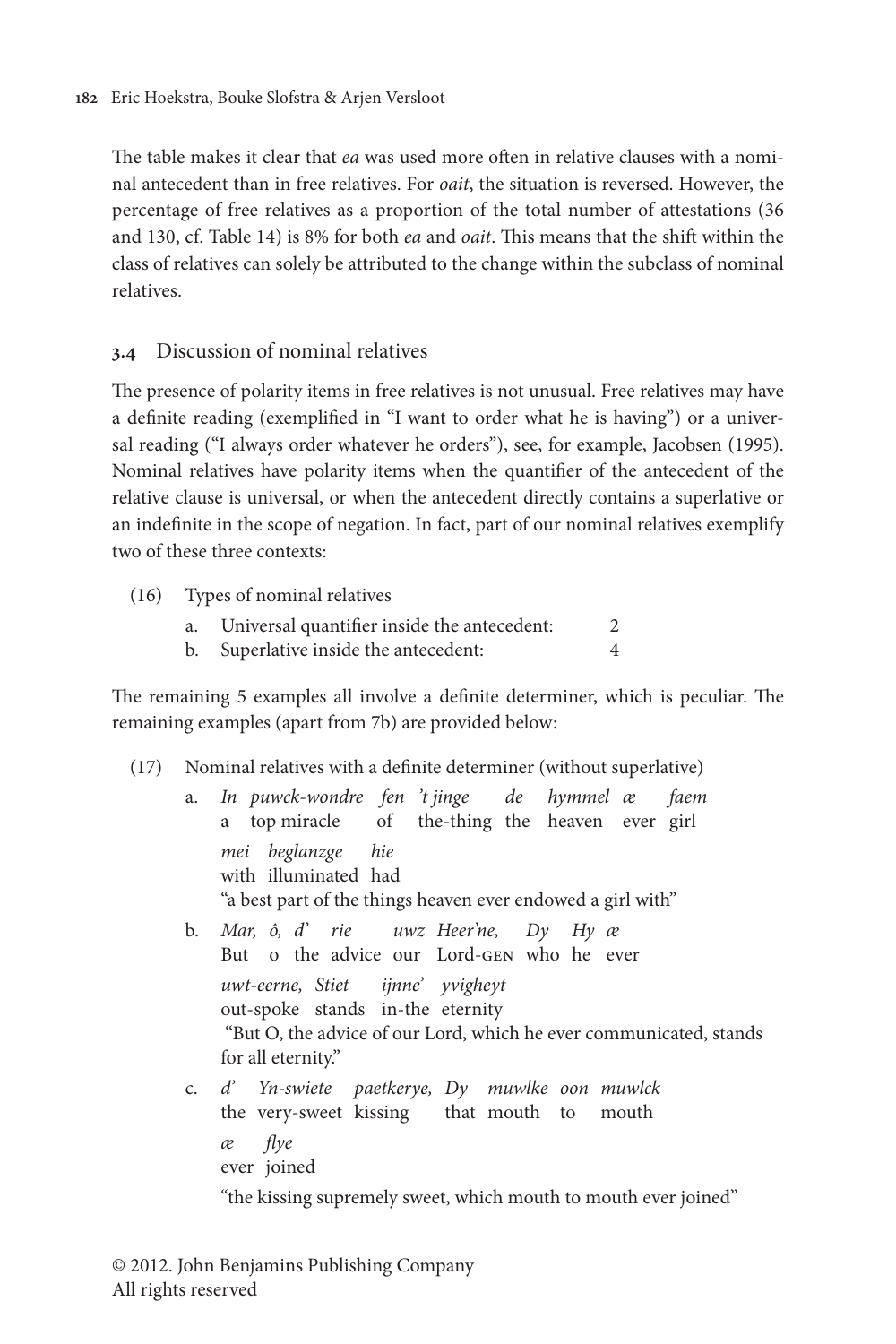The table makes it clear that *ea* was used more often in relative clauses with a nominal antecedent than in free relatives. For *oait*, the situation is reversed. However, the percentage of free relatives as a proportion of the total number of attestations (36 and 130, cf. Table 14) is 8% for both *ea* and *oait*. This means that the shift within the class of relatives can solely be attributed to the change within the subclass of nominal relatives.

### 3.4 Discussion of nominal relatives

The presence of polarity items in free relatives is not unusual. Free relatives may have a definite reading (exemplified in "I want to order what he is having") or a universal reading ("I always order whatever he orders"), see, for example, Jacobsen (1995). Nominal relatives have polarity items when the quantifier of the antecedent of the relative clause is universal, or when the antecedent directly contains a superlative or an indefinite in the scope of negation. In fact, part of our nominal relatives exemplify two of these three contexts:

(16) Types of nominal relatives

a. Universal quantifier inside the antecedent: 2

b. Superlative inside the antecedent: 4

The remaining 5 examples all involve a definite determiner, which is peculiar. The remaining examples (apart from 7b) are provided below:

(17) Nominal relatives with a definite determiner (without superlative)

a. *In puwck-wondre fen 't jinge de hymmel æ faem*
a top miracle of the-thing the heaven ever girl
*mei beglanzge hie*
with illuminated had
"a best part of the things heaven ever endowed a girl with"

b. *Mar, ô, d' rie uwz Heer'ne, Dy Hy æ*
But o the advice our Lord-GEN who he ever
*uwt-eerne, Stiet ijnne' yvigheyt*
out-spoke stands in-the eternity
"But O, the advice of our Lord, which he ever communicated, stands for all eternity."

c. *d' Yn-swiete paetkerye, Dy muwlke oon muwlck*
the very-sweet kissing that mouth to mouth
*æ flye*
ever joined
"the kissing supremely sweet, which mouth to mouth ever joined"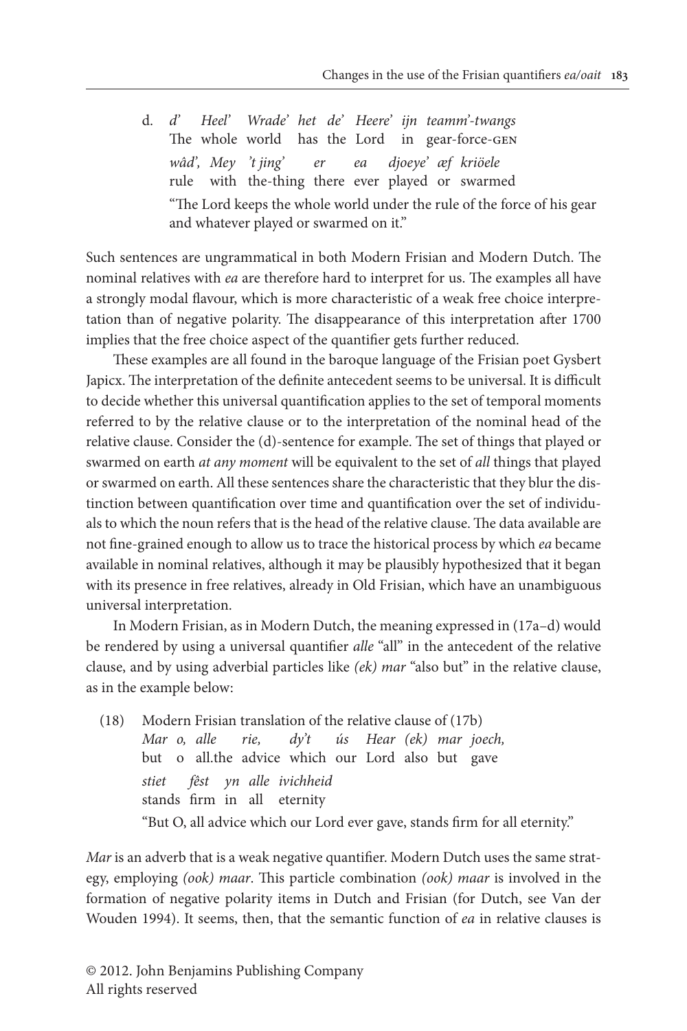d. *d' Heel' Wrade' het de' Heere' ijn teamm'-twangs*
The whole world has the Lord in gear-force-GEN
*wâd', Mey 't jing' er ea djoeye' æf kriöele*
rule with the-thing there ever played or swarmed
"The Lord keeps the whole world under the rule of the force of his gear and whatever played or swarmed on it."

Such sentences are ungrammatical in both Modern Frisian and Modern Dutch. The nominal relatives with *ea* are therefore hard to interpret for us. The examples all have a strongly modal flavour, which is more characteristic of a weak free choice interpretation than of negative polarity. The disappearance of this interpretation after 1700 implies that the free choice aspect of the quantifier gets further reduced.

These examples are all found in the baroque language of the Frisian poet Gysbert Japicx. The interpretation of the definite antecedent seems to be universal. It is difficult to decide whether this universal quantification applies to the set of temporal moments referred to by the relative clause or to the interpretation of the nominal head of the relative clause. Consider the (d)-sentence for example. The set of things that played or swarmed on earth *at any moment* will be equivalent to the set of *all* things that played or swarmed on earth. All these sentences share the characteristic that they blur the distinction between quantification over time and quantification over the set of individuals to which the noun refers that is the head of the relative clause. The data available are not fine-grained enough to allow us to trace the historical process by which *ea* became available in nominal relatives, although it may be plausibly hypothesized that it began with its presence in free relatives, already in Old Frisian, which have an unambiguous universal interpretation.

In Modern Frisian, as in Modern Dutch, the meaning expressed in (17a–d) would be rendered by using a universal quantifier *alle* "all" in the antecedent of the relative clause, and by using adverbial particles like *(ek) mar* "also but" in the relative clause, as in the example below:

(18) Modern Frisian translation of the relative clause of (17b)
*Mar o, alle rie, dy't ús Hear (ek) mar joech,*
but o all.the advice which our Lord also but gave
*stiet fêst yn alle ivichheid*
stands firm in all eternity
"But O, all advice which our Lord ever gave, stands firm for all eternity."

*Mar* is an adverb that is a weak negative quantifier. Modern Dutch uses the same strategy, employing *(ook) maar*. This particle combination *(ook) maar* is involved in the formation of negative polarity items in Dutch and Frisian (for Dutch, see Van der Wouden 1994). It seems, then, that the semantic function of *ea* in relative clauses is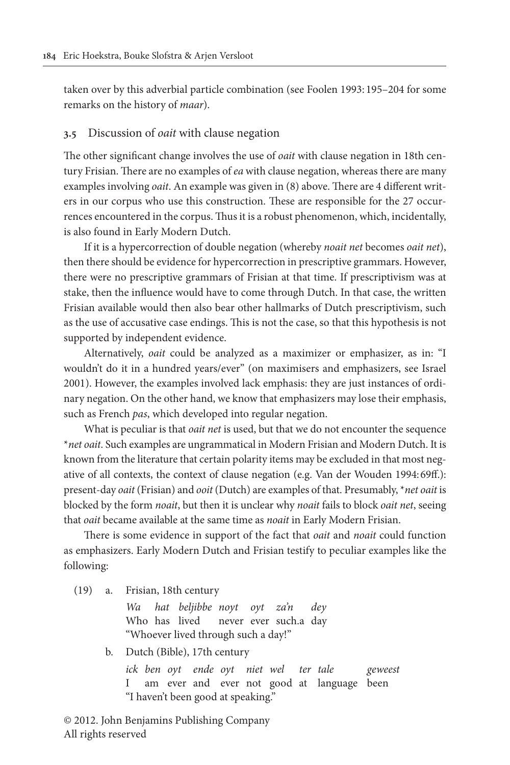taken over by this adverbial particle combination (see Foolen 1993: 195–204 for some remarks on the history of *maar*).

### 3.5 Discussion of *oait* with clause negation

The other significant change involves the use of *oait* with clause negation in 18th century Frisian. There are no examples of *ea* with clause negation, whereas there are many examples involving *oait*. An example was given in (8) above. There are 4 different writers in our corpus who use this construction. These are responsible for the 27 occurrences encountered in the corpus. Thus it is a robust phenomenon, which, incidentally, is also found in Early Modern Dutch.

If it is a hypercorrection of double negation (whereby *noait net* becomes *oait net*), then there should be evidence for hypercorrection in prescriptive grammars. However, there were no prescriptive grammars of Frisian at that time. If prescriptivism was at stake, then the influence would have to come through Dutch. In that case, the written Frisian available would then also bear other hallmarks of Dutch prescriptivism, such as the use of accusative case endings. This is not the case, so that this hypothesis is not supported by independent evidence.

Alternatively, *oait* could be analyzed as a maximizer or emphasizer, as in: "I wouldn't do it in a hundred years/ever" (on maximisers and emphasizers, see Israel 2001). However, the examples involved lack emphasis: they are just instances of ordinary negation. On the other hand, we know that emphasizers may lose their emphasis, such as French *pas*, which developed into regular negation.

What is peculiar is that *oait net* is used, but that we do not encounter the sequence *\*net oait*. Such examples are ungrammatical in Modern Frisian and Modern Dutch. It is known from the literature that certain polarity items may be excluded in that most negative of all contexts, the context of clause negation (e.g. Van der Wouden 1994: 69ff.): present-day *oait* (Frisian) and *ooit* (Dutch) are examples of that. Presumably, *\*net oait* is blocked by the form *noait*, but then it is unclear why *noait* fails to block *oait net*, seeing that *oait* became available at the same time as *noait* in Early Modern Frisian.

There is some evidence in support of the fact that *oait* and *noait* could function as emphasizers. Early Modern Dutch and Frisian testify to peculiar examples like the following:

(19) a. Frisian, 18th century

*Wa hat beljibbe noyt oyt za'n dey*
Who has lived never ever such.a day
"Whoever lived through such a day!"

b. Dutch (Bible), 17th century

*ick ben oyt ende oyt niet wel ter tale geweest*
I am ever and ever not good at language been
"I haven't been good at speaking."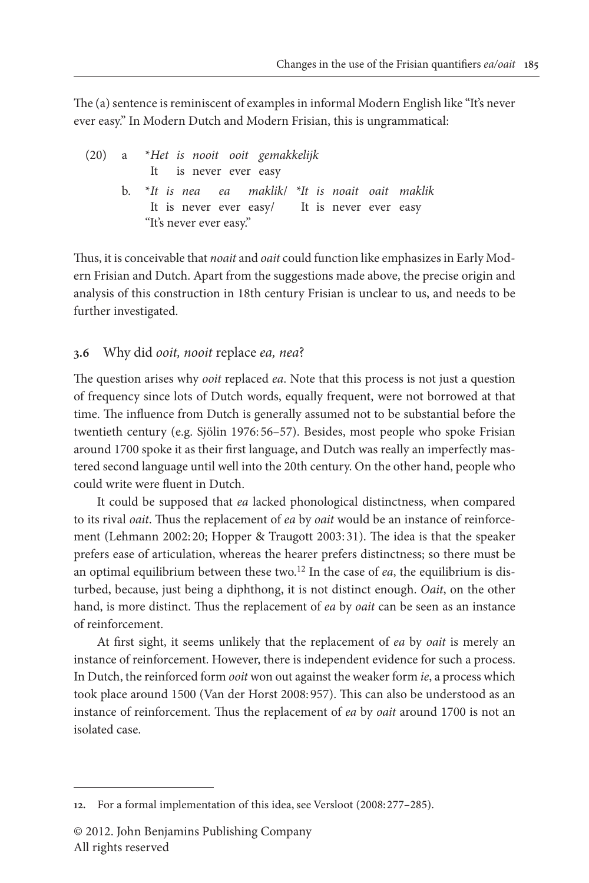The (a) sentence is reminiscent of examples in informal Modern English like "It's never ever easy." In Modern Dutch and Modern Frisian, this is ungrammatical:

(20) a. *\*Het is nooit ooit gemakkelijk*
It is never ever easy

b. *\*It is nea ea maklik*/ *\*It is noait oait maklik*
It is never ever easy/ It is never ever easy
"It's never ever easy."

Thus, it is conceivable that *noait* and *oait* could function like emphasizes in Early Modern Frisian and Dutch. Apart from the suggestions made above, the precise origin and analysis of this construction in 18th century Frisian is unclear to us, and needs to be further investigated.

### 3.6 Why did *ooit, nooit* replace *ea, nea*?

The question arises why *ooit* replaced *ea*. Note that this process is not just a question of frequency since lots of Dutch words, equally frequent, were not borrowed at that time. The influence from Dutch is generally assumed not to be substantial before the twentieth century (e.g. Sjölin 1976: 56–57). Besides, most people who spoke Frisian around 1700 spoke it as their first language, and Dutch was really an imperfectly mastered second language until well into the 20th century. On the other hand, people who could write were fluent in Dutch.

It could be supposed that *ea* lacked phonological distinctness, when compared to its rival *oait*. Thus the replacement of *ea* by *oait* would be an instance of reinforcement (Lehmann 2002: 20; Hopper & Traugott 2003: 31). The idea is that the speaker prefers ease of articulation, whereas the hearer prefers distinctness; so there must be an optimal equilibrium between these two.[12] In the case of *ea*, the equilibrium is disturbed, because, just being a diphthong, it is not distinct enough. *Oait*, on the other hand, is more distinct. Thus the replacement of *ea* by *oait* can be seen as an instance of reinforcement.

At first sight, it seems unlikely that the replacement of *ea* by *oait* is merely an instance of reinforcement. However, there is independent evidence for such a process. In Dutch, the reinforced form *ooit* won out against the weaker form *ie*, a process which took place around 1500 (Van der Horst 2008: 957). This can also be understood as an instance of reinforcement. Thus the replacement of *ea* by *oait* around 1700 is not an isolated case.

---

12. For a formal implementation of this idea, see Versloot (2008: 277–285).

© 2012. John Benjamins Publishing Company
All rights reserved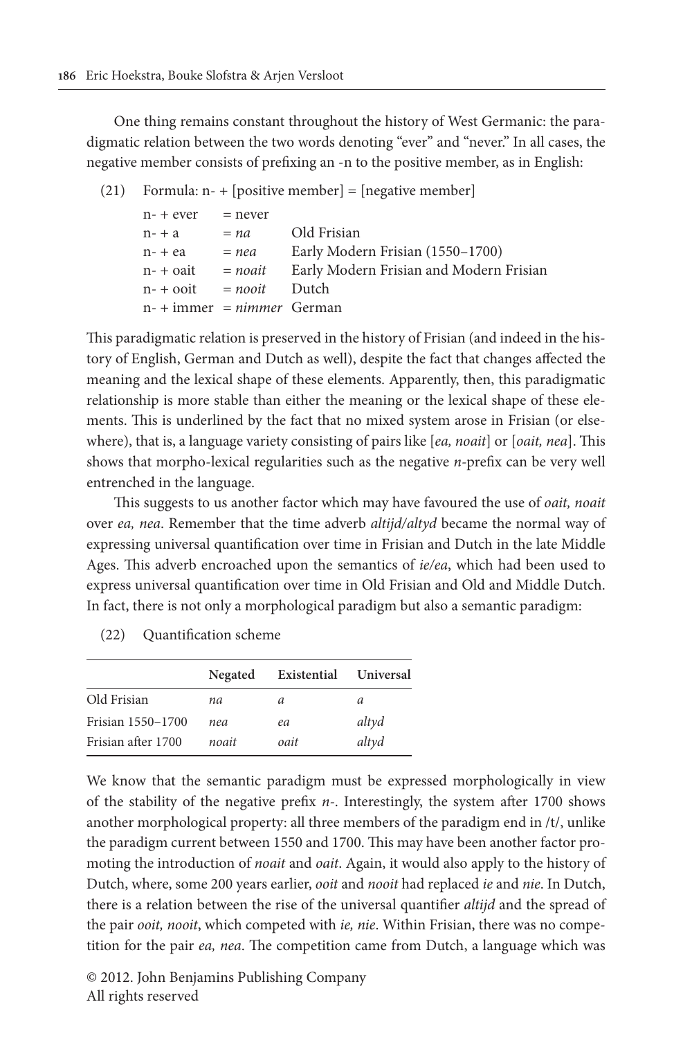One thing remains constant throughout the history of West Germanic: the paradigmatic relation between the two words denoting "ever" and "never." In all cases, the negative member consists of prefixing an -n to the positive member, as in English:

(21) Formula: n- + [positive member] = [negative member]

| | | |
|---|---|---|
| n- + ever | = never | |
| n- + a | = *na* | Old Frisian |
| n- + ea | = *nea* | Early Modern Frisian (1550–1700) |
| n- + oait | = *noait* | Early Modern Frisian and Modern Frisian |
| n- + ooit | = *nooit* | Dutch |
| n- + immer | = *nimmer* | German |

This paradigmatic relation is preserved in the history of Frisian (and indeed in the history of English, German and Dutch as well), despite the fact that changes affected the meaning and the lexical shape of these elements. Apparently, then, this paradigmatic relationship is more stable than either the meaning or the lexical shape of these elements. This is underlined by the fact that no mixed system arose in Frisian (or elsewhere), that is, a language variety consisting of pairs like [*ea, noait*] or [*oait, nea*]. This shows that morpho-lexical regularities such as the negative *n*-prefix can be very well entrenched in the language.

This suggests to us another factor which may have favoured the use of *oait, noait* over *ea, nea*. Remember that the time adverb *altijd/altyd* became the normal way of expressing universal quantification over time in Frisian and Dutch in the late Middle Ages. This adverb encroached upon the semantics of *ie/ea*, which had been used to express universal quantification over time in Old Frisian and Old and Middle Dutch. In fact, there is not only a morphological paradigm but also a semantic paradigm:

(22) Quantification scheme

| | Negated | Existential | Universal |
|---|---|---|---|
| Old Frisian | *na* | *a* | *a* |
| Frisian 1550–1700 | *nea* | *ea* | *altyd* |
| Frisian after 1700 | *noait* | *oait* | *altyd* |

We know that the semantic paradigm must be expressed morphologically in view of the stability of the negative prefix *n*-. Interestingly, the system after 1700 shows another morphological property: all three members of the paradigm end in /t/, unlike the paradigm current between 1550 and 1700. This may have been another factor promoting the introduction of *noait* and *oait*. Again, it would also apply to the history of Dutch, where, some 200 years earlier, *ooit* and *nooit* had replaced *ie* and *nie*. In Dutch, there is a relation between the rise of the universal quantifier *altijd* and the spread of the pair *ooit, nooit*, which competed with *ie, nie*. Within Frisian, there was no competition for the pair *ea, nea*. The competition came from Dutch, a language which was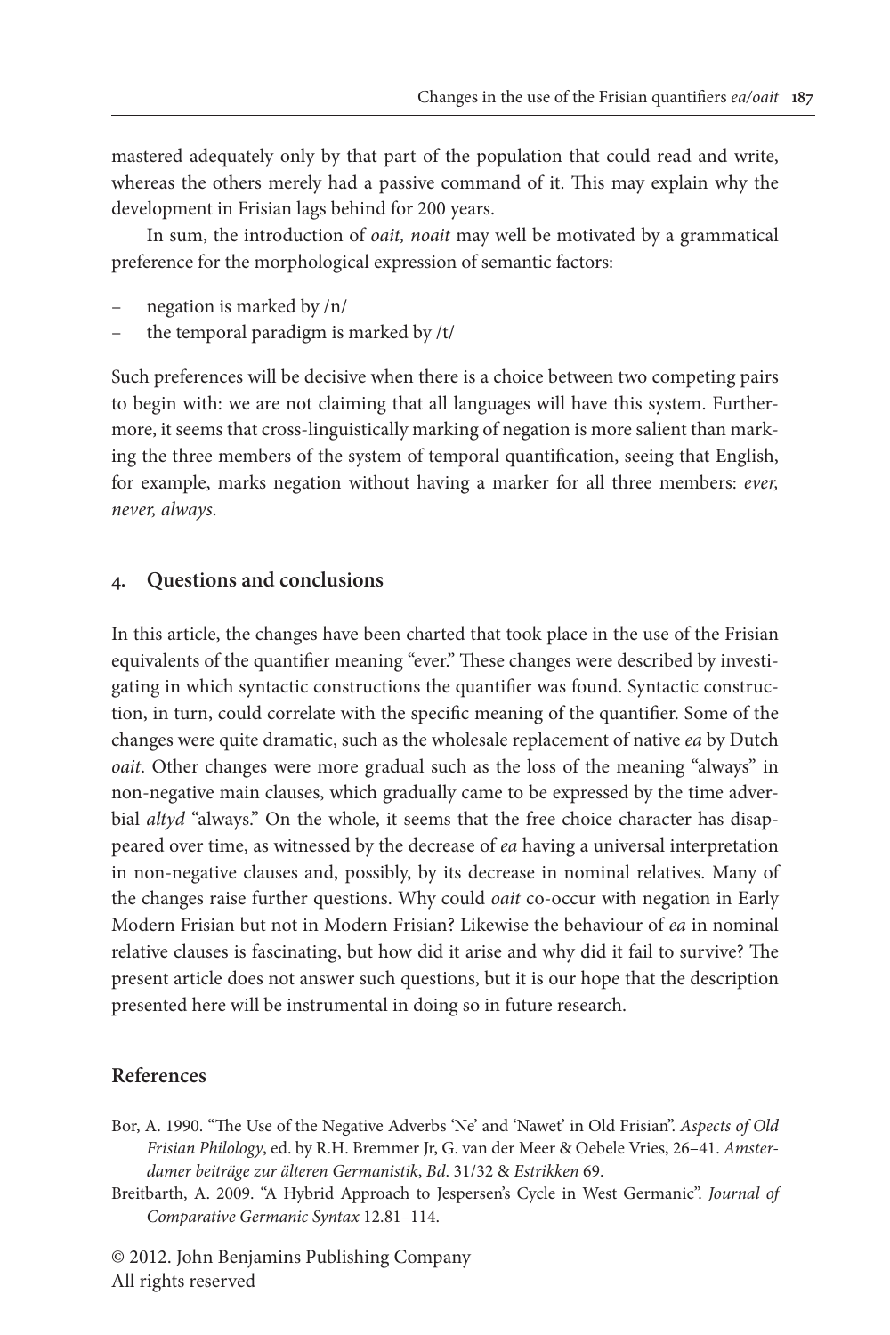mastered adequately only by that part of the population that could read and write, whereas the others merely had a passive command of it. This may explain why the development in Frisian lags behind for 200 years.

In sum, the introduction of *oait, noait* may well be motivated by a grammatical preference for the morphological expression of semantic factors:

- negation is marked by /n/
- the temporal paradigm is marked by /t/

Such preferences will be decisive when there is a choice between two competing pairs to begin with: we are not claiming that all languages will have this system. Furthermore, it seems that cross-linguistically marking of negation is more salient than marking the three members of the system of temporal quantification, seeing that English, for example, marks negation without having a marker for all three members: *ever, never, always*.

## 4. Questions and conclusions

In this article, the changes have been charted that took place in the use of the Frisian equivalents of the quantifier meaning "ever." These changes were described by investigating in which syntactic constructions the quantifier was found. Syntactic construction, in turn, could correlate with the specific meaning of the quantifier. Some of the changes were quite dramatic, such as the wholesale replacement of native *ea* by Dutch *oait*. Other changes were more gradual such as the loss of the meaning "always" in non-negative main clauses, which gradually came to be expressed by the time adverbial *altyd* "always." On the whole, it seems that the free choice character has disappeared over time, as witnessed by the decrease of *ea* having a universal interpretation in non-negative clauses and, possibly, by its decrease in nominal relatives. Many of the changes raise further questions. Why could *oait* co-occur with negation in Early Modern Frisian but not in Modern Frisian? Likewise the behaviour of *ea* in nominal relative clauses is fascinating, but how did it arise and why did it fail to survive? The present article does not answer such questions, but it is our hope that the description presented here will be instrumental in doing so in future research.

## References

Bor, A. 1990. "The Use of the Negative Adverbs 'Ne' and 'Nawet' in Old Frisian". *Aspects of Old Frisian Philology*, ed. by R.H. Bremmer Jr, G. van der Meer & Oebele Vries, 26–41. *Amsterdamer beiträge zur älteren Germanistik*, *Bd*. 31/32 & *Estrikken* 69.

Breitbarth, A. 2009. "A Hybrid Approach to Jespersen's Cycle in West Germanic". *Journal of Comparative Germanic Syntax* 12.81–114.

© 2012. John Benjamins Publishing Company
All rights reserved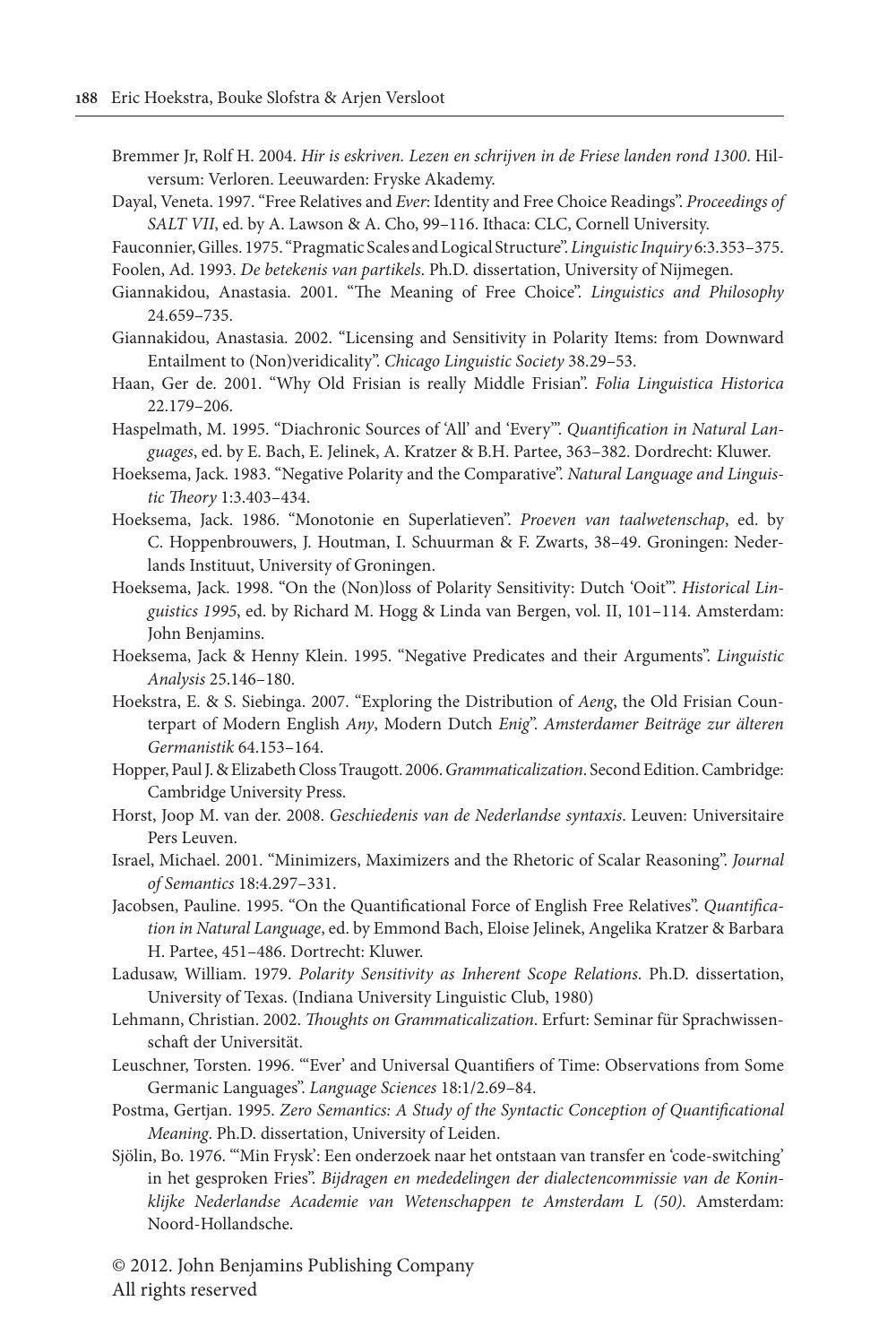Bremmer Jr, Rolf H. 2004. *Hir is eskriven. Lezen en schrijven in de Friese landen rond 1300*. Hilversum: Verloren. Leeuwarden: Fryske Akademy.

Dayal, Veneta. 1997. "Free Relatives and *Ever*: Identity and Free Choice Readings". *Proceedings of SALT VII*, ed. by A. Lawson & A. Cho, 99–116. Ithaca: CLC, Cornell University.

Fauconnier, Gilles. 1975. "Pragmatic Scales and Logical Structure". *Linguistic Inquiry* 6:3.353–375.

Foolen, Ad. 1993. *De betekenis van partikels*. Ph.D. dissertation, University of Nijmegen.

Giannakidou, Anastasia. 2001. "The Meaning of Free Choice". *Linguistics and Philosophy* 24.659–735.

Giannakidou, Anastasia. 2002. "Licensing and Sensitivity in Polarity Items: from Downward Entailment to (Non)veridicality". *Chicago Linguistic Society* 38.29–53.

Haan, Ger de. 2001. "Why Old Frisian is really Middle Frisian". *Folia Linguistica Historica* 22.179–206.

Haspelmath, M. 1995. "Diachronic Sources of 'All' and 'Every'". *Quantification in Natural Languages*, ed. by E. Bach, E. Jelinek, A. Kratzer & B.H. Partee, 363–382. Dordrecht: Kluwer.

Hoeksema, Jack. 1983. "Negative Polarity and the Comparative". *Natural Language and Linguistic Theory* 1:3.403–434.

Hoeksema, Jack. 1986. "Monotonie en Superlatieven". *Proeven van taalwetenschap*, ed. by C. Hoppenbrouwers, J. Houtman, I. Schuurman & F. Zwarts, 38–49. Groningen: Nederlands Instituut, University of Groningen.

Hoeksema, Jack. 1998. "On the (Non)loss of Polarity Sensitivity: Dutch 'Ooit'". *Historical Linguistics 1995*, ed. by Richard M. Hogg & Linda van Bergen, vol. II, 101–114. Amsterdam: John Benjamins.

Hoeksema, Jack & Henny Klein. 1995. "Negative Predicates and their Arguments". *Linguistic Analysis* 25.146–180.

Hoekstra, E. & S. Siebinga. 2007. "Exploring the Distribution of *Aeng*, the Old Frisian Counterpart of Modern English *Any*, Modern Dutch *Enig*". *Amsterdamer Beiträge zur älteren Germanistik* 64.153–164.

Hopper, Paul J. & Elizabeth Closs Traugott. 2006. *Grammaticalization*. Second Edition. Cambridge: Cambridge University Press.

Horst, Joop M. van der. 2008. *Geschiedenis van de Nederlandse syntaxis*. Leuven: Universitaire Pers Leuven.

Israel, Michael. 2001. "Minimizers, Maximizers and the Rhetoric of Scalar Reasoning". *Journal of Semantics* 18:4.297–331.

Jacobsen, Pauline. 1995. "On the Quantificational Force of English Free Relatives". *Quantification in Natural Language*, ed. by Emmond Bach, Eloise Jelinek, Angelika Kratzer & Barbara H. Partee, 451–486. Dortrecht: Kluwer.

Ladusaw, William. 1979. *Polarity Sensitivity as Inherent Scope Relations*. Ph.D. dissertation, University of Texas. (Indiana University Linguistic Club, 1980)

Lehmann, Christian. 2002. *Thoughts on Grammaticalization*. Erfurt: Seminar für Sprachwissenschaft der Universität.

Leuschner, Torsten. 1996. "'Ever' and Universal Quantifiers of Time: Observations from Some Germanic Languages". *Language Sciences* 18:1/2.69–84.

Postma, Gertjan. 1995. *Zero Semantics: A Study of the Syntactic Conception of Quantificational Meaning*. Ph.D. dissertation, University of Leiden.

Sjölin, Bo. 1976. "'Min Frysk': Een onderzoek naar het ontstaan van transfer en 'code-switching' in het gesproken Fries". *Bijdragen en mededelingen der dialectencommissie van de Koninklijke Nederlandse Academie van Wetenschappen te Amsterdam L (50)*. Amsterdam: Noord-Hollandsche.

© 2012. John Benjamins Publishing Company
All rights reserved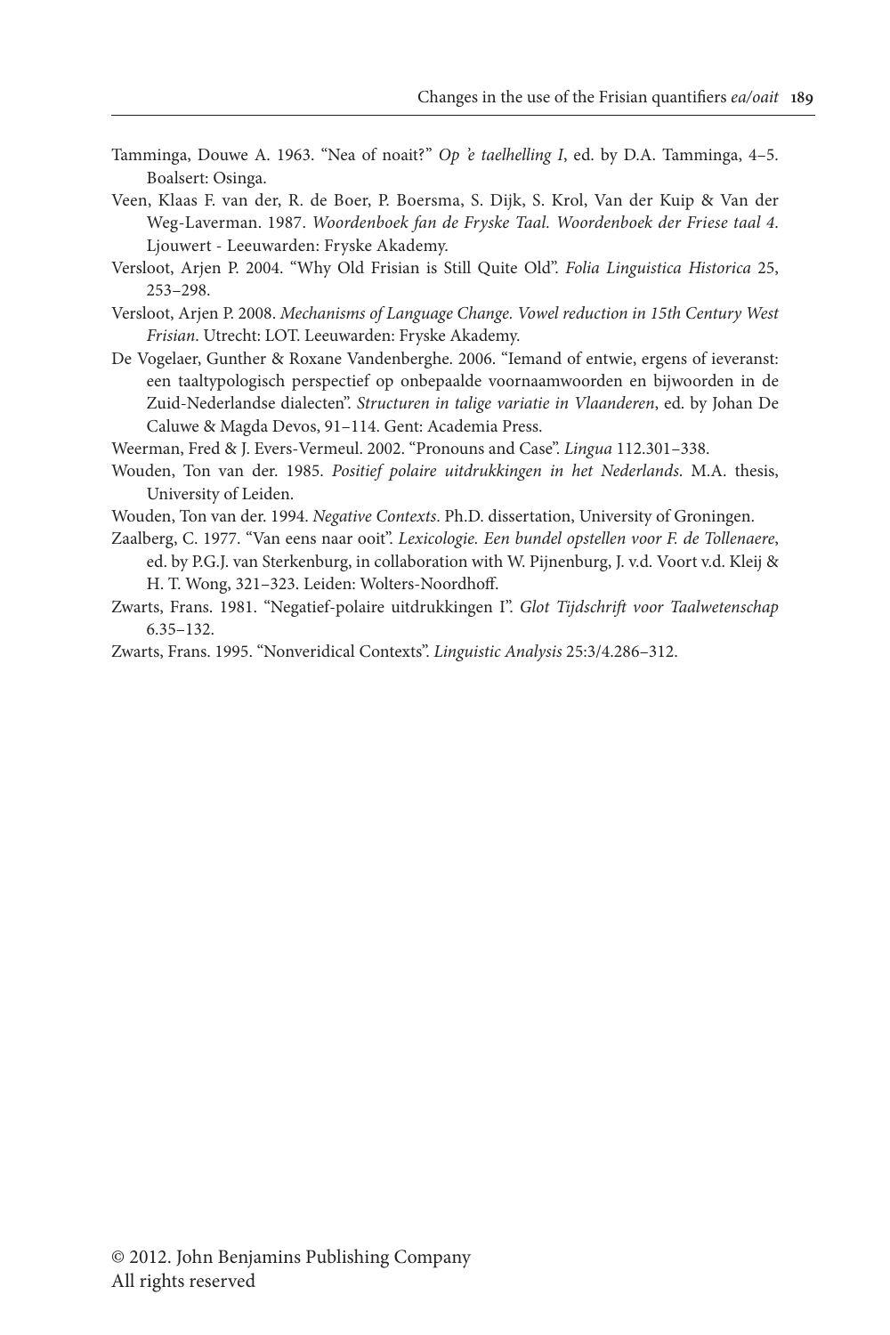Tamminga, Douwe A. 1963. "Nea of noait?" *Op 'e taelhelling I*, ed. by D.A. Tamminga, 4–5. Boalsert: Osinga.

Veen, Klaas F. van der, R. de Boer, P. Boersma, S. Dijk, S. Krol, Van der Kuip & Van der Weg-Laverman. 1987. *Woordenboek fan de Fryske Taal. Woordenboek der Friese taal 4*. Ljouwert - Leeuwarden: Fryske Akademy.

Versloot, Arjen P. 2004. "Why Old Frisian is Still Quite Old". *Folia Linguistica Historica* 25, 253–298.

Versloot, Arjen P. 2008. *Mechanisms of Language Change. Vowel reduction in 15th Century West Frisian*. Utrecht: LOT. Leeuwarden: Fryske Akademy.

De Vogelaer, Gunther & Roxane Vandenberghe. 2006. "Iemand of entwie, ergens of ieveranst: een taaltypologisch perspectief op onbepaalde voornaamwoorden en bijwoorden in de Zuid-Nederlandse dialecten". *Structuren in talige variatie in Vlaanderen*, ed. by Johan De Caluwe & Magda Devos, 91–114. Gent: Academia Press.

Weerman, Fred & J. Evers-Vermeul. 2002. "Pronouns and Case". *Lingua* 112.301–338.

Wouden, Ton van der. 1985. *Positief polaire uitdrukkingen in het Nederlands*. M.A. thesis, University of Leiden.

Wouden, Ton van der. 1994. *Negative Contexts*. Ph.D. dissertation, University of Groningen.

Zaalberg, C. 1977. "Van eens naar ooit". *Lexicologie. Een bundel opstellen voor F. de Tollenaere*, ed. by P.G.J. van Sterkenburg, in collaboration with W. Pijnenburg, J. v.d. Voort v.d. Kleij & H. T. Wong, 321–323. Leiden: Wolters-Noordhoff.

Zwarts, Frans. 1981. "Negatief-polaire uitdrukkingen I". *Glot Tijdschrift voor Taalwetenschap* 6.35–132.

Zwarts, Frans. 1995. "Nonveridical Contexts". *Linguistic Analysis* 25:3/4.286–312.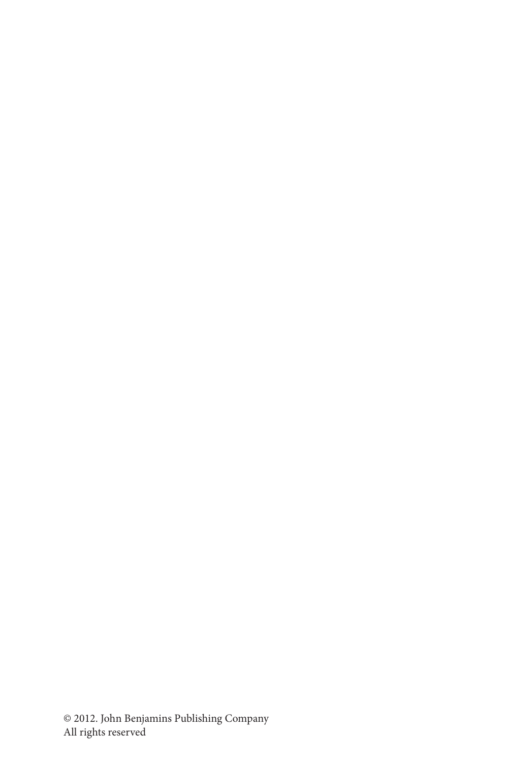© 2012. John Benjamins Publishing Company
All rights reserved